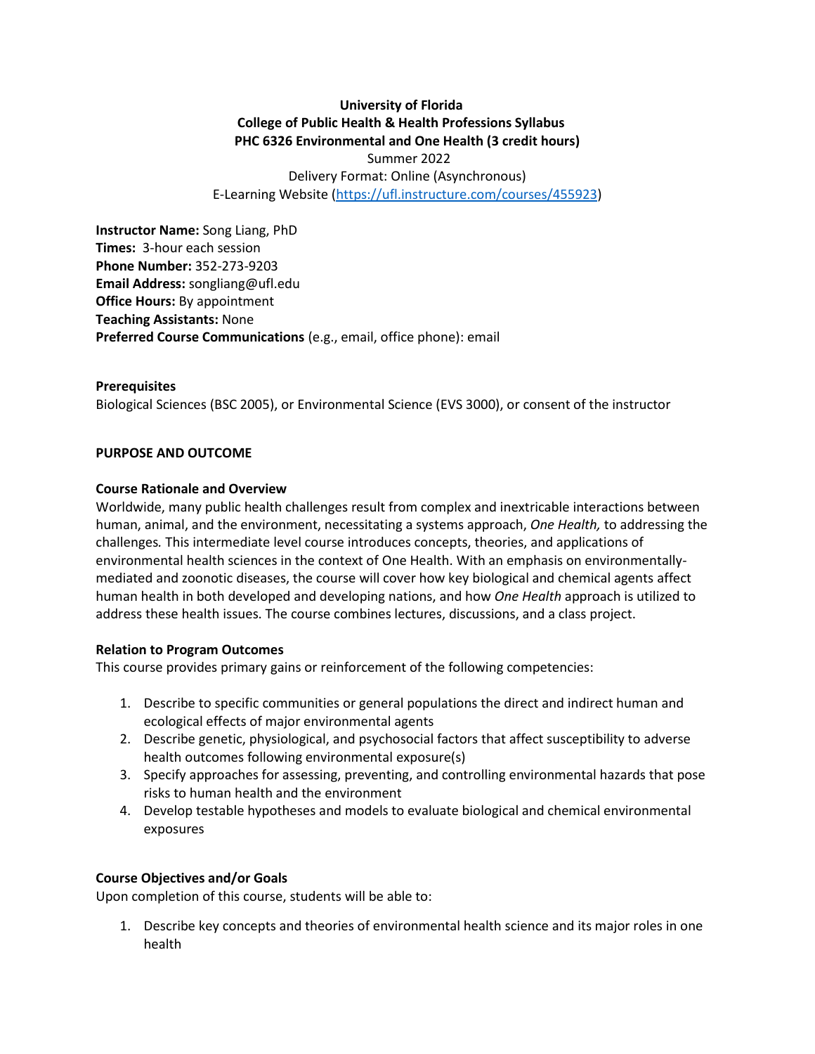**University of Florida**
**College of Public Health & Health Professions Syllabus**
**PHC 6326 Environmental and One Health (3 credit hours)**
Summer 2022
Delivery Format: Online (Asynchronous)
E-Learning Website (https://ufl.instructure.com/courses/455923)

**Instructor Name:** Song Liang, PhD
**Times:** 3-hour each session
**Phone Number:** 352-273-9203
**Email Address:** songliang@ufl.edu
**Office Hours:** By appointment
**Teaching Assistants:** None
**Preferred Course Communications** (e.g., email, office phone): email

**Prerequisites**
Biological Sciences (BSC 2005), or Environmental Science (EVS 3000), or consent of the instructor

## PURPOSE AND OUTCOME

### Course Rationale and Overview

Worldwide, many public health challenges result from complex and inextricable interactions between human, animal, and the environment, necessitating a systems approach, *One Health,* to addressing the challenges*.* This intermediate level course introduces concepts, theories, and applications of environmental health sciences in the context of One Health. With an emphasis on environmentally-mediated and zoonotic diseases, the course will cover how key biological and chemical agents affect human health in both developed and developing nations, and how *One Health* approach is utilized to address these health issues. The course combines lectures, discussions, and a class project.

### Relation to Program Outcomes

This course provides primary gains or reinforcement of the following competencies:

1. Describe to specific communities or general populations the direct and indirect human and ecological effects of major environmental agents
2. Describe genetic, physiological, and psychosocial factors that affect susceptibility to adverse health outcomes following environmental exposure(s)
3. Specify approaches for assessing, preventing, and controlling environmental hazards that pose risks to human health and the environment
4. Develop testable hypotheses and models to evaluate biological and chemical environmental exposures

### Course Objectives and/or Goals

Upon completion of this course, students will be able to:

1. Describe key concepts and theories of environmental health science and its major roles in one health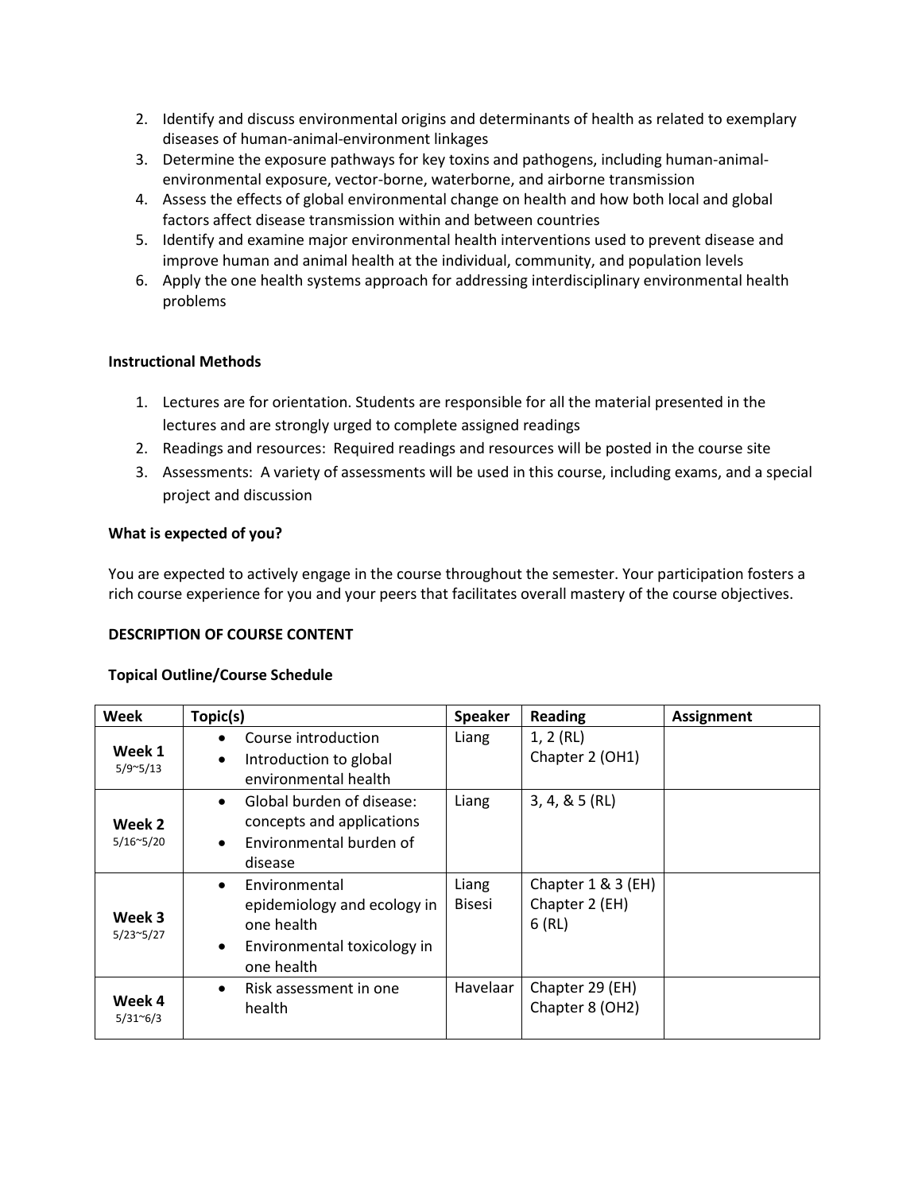2. Identify and discuss environmental origins and determinants of health as related to exemplary diseases of human-animal-environment linkages
3. Determine the exposure pathways for key toxins and pathogens, including human-animal-environmental exposure, vector-borne, waterborne, and airborne transmission
4. Assess the effects of global environmental change on health and how both local and global factors affect disease transmission within and between countries
5. Identify and examine major environmental health interventions used to prevent disease and improve human and animal health at the individual, community, and population levels
6. Apply the one health systems approach for addressing interdisciplinary environmental health problems

**Instructional Methods**

1. Lectures are for orientation. Students are responsible for all the material presented in the lectures and are strongly urged to complete assigned readings
2. Readings and resources: Required readings and resources will be posted in the course site
3. Assessments: A variety of assessments will be used in this course, including exams, and a special project and discussion

**What is expected of you?**

You are expected to actively engage in the course throughout the semester. Your participation fosters a rich course experience for you and your peers that facilitates overall mastery of the course objectives.

**DESCRIPTION OF COURSE CONTENT**

**Topical Outline/Course Schedule**

| Week | Topic(s) | Speaker | Reading | Assignment |
|---|---|---|---|---|
| **Week 1** 5/9~5/13 | • Course introduction<br>• Introduction to global environmental health | Liang | 1, 2 (RL)<br>Chapter 2 (OH1) | |
| **Week 2** 5/16~5/20 | • Global burden of disease: concepts and applications<br>• Environmental burden of disease | Liang | 3, 4, & 5 (RL) | |
| **Week 3** 5/23~5/27 | • Environmental epidemiology and ecology in one health<br>• Environmental toxicology in one health | Liang<br>Bisesi | Chapter 1 & 3 (EH)<br>Chapter 2 (EH)<br>6 (RL) | |
| **Week 4** 5/31~6/3 | • Risk assessment in one health | Havelaar | Chapter 29 (EH)<br>Chapter 8 (OH2) | |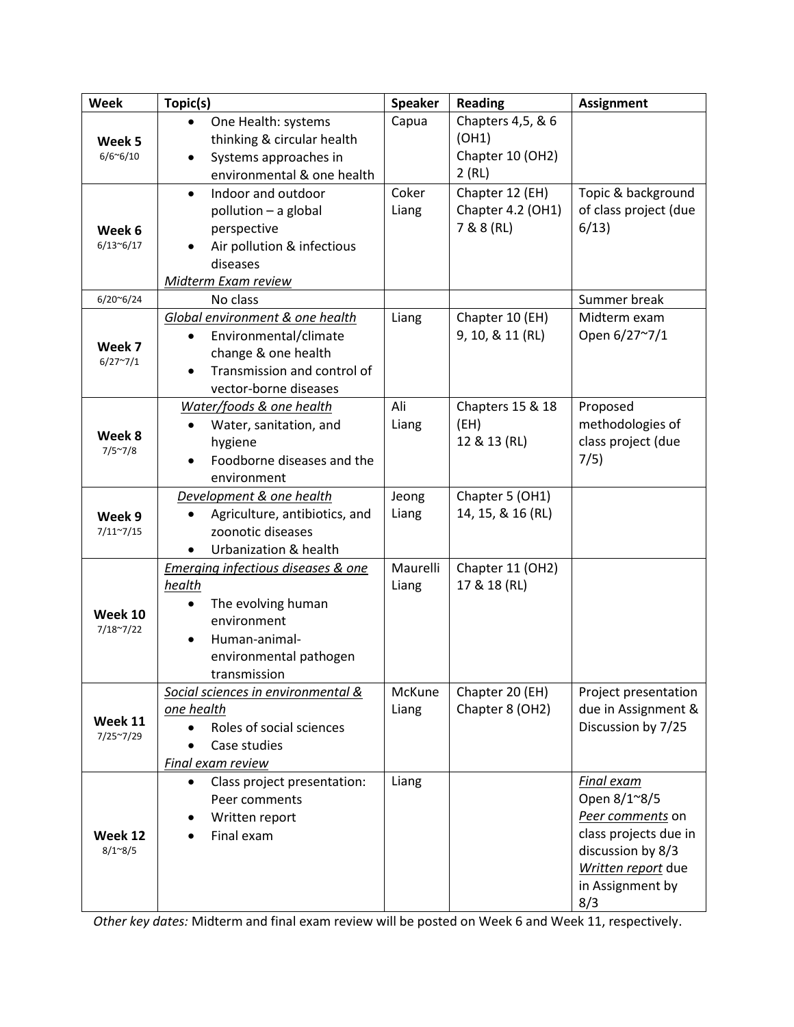| Week | Topic(s) | Speaker | Reading | Assignment |
|---|---|---|---|---|
| **Week 5** 6/6~6/10 | • One Health: systems thinking & circular health<br>• Systems approaches in environmental & one health | Capua | Chapters 4,5, & 6 (OH1)<br>Chapter 10 (OH2)<br>2 (RL) | |
| **Week 6** 6/13~6/17 | • Indoor and outdoor pollution – a global perspective<br>• Air pollution & infectious diseases<br>*Midterm Exam review* | Coker<br>Liang | Chapter 12 (EH)<br>Chapter 4.2 (OH1)<br>7 & 8 (RL) | Topic & background of class project (due 6/13) |
| 6/20~6/24 | No class | | | Summer break |
| **Week 7** 6/27~7/1 | *Global environment & one health*<br>• Environmental/climate change & one health<br>• Transmission and control of vector-borne diseases | Liang | Chapter 10 (EH)<br>9, 10, & 11 (RL) | Midterm exam Open 6/27~7/1 |
| **Week 8** 7/5~7/8 | *Water/foods & one health*<br>• Water, sanitation, and hygiene<br>• Foodborne diseases and the environment | Ali<br>Liang | Chapters 15 & 18 (EH)<br>12 & 13 (RL) | Proposed methodologies of class project (due 7/5) |
| **Week 9** 7/11~7/15 | *Development & one health*<br>• Agriculture, antibiotics, and zoonotic diseases<br>• Urbanization & health | Jeong<br>Liang | Chapter 5 (OH1)<br>14, 15, & 16 (RL) | |
| **Week 10** 7/18~7/22 | *Emerging infectious diseases & one health*<br>• The evolving human environment<br>• Human-animal-environmental pathogen transmission | Maurelli<br>Liang | Chapter 11 (OH2)<br>17 & 18 (RL) | |
| **Week 11** 7/25~7/29 | *Social sciences in environmental & one health*<br>• Roles of social sciences<br>• Case studies<br>*Final exam review* | McKune<br>Liang | Chapter 20 (EH)<br>Chapter 8 (OH2) | Project presentation due in Assignment & Discussion by 7/25 |
| **Week 12** 8/1~8/5 | • Class project presentation: Peer comments<br>• Written report<br>• Final exam | Liang | | *Final exam* Open 8/1~8/5<br>*Peer comments* on class projects due in discussion by 8/3<br>*Written report* due in Assignment by 8/3 |

*Other key dates:* Midterm and final exam review will be posted on Week 6 and Week 11, respectively.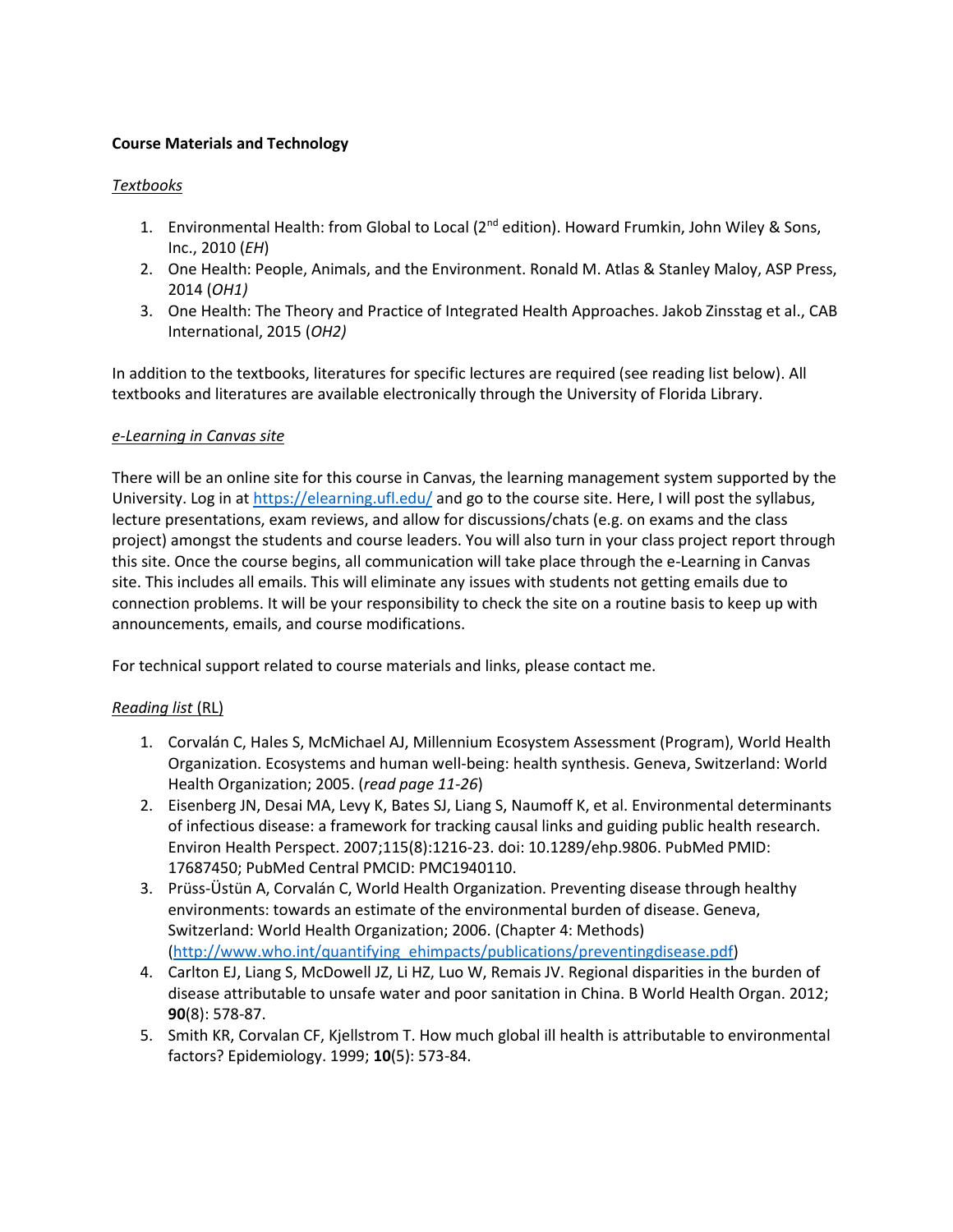**Course Materials and Technology**

*Textbooks*

1. Environmental Health: from Global to Local (2nd edition). Howard Frumkin, John Wiley & Sons, Inc., 2010 (*EH*)
2. One Health: People, Animals, and the Environment. Ronald M. Atlas & Stanley Maloy, ASP Press, 2014 (*OH1)*
3. One Health: The Theory and Practice of Integrated Health Approaches. Jakob Zinsstag et al., CAB International, 2015 (*OH2)*

In addition to the textbooks, literatures for specific lectures are required (see reading list below). All textbooks and literatures are available electronically through the University of Florida Library.

*e-Learning in Canvas site*

There will be an online site for this course in Canvas, the learning management system supported by the University. Log in at https://elearning.ufl.edu/ and go to the course site. Here, I will post the syllabus, lecture presentations, exam reviews, and allow for discussions/chats (e.g. on exams and the class project) amongst the students and course leaders. You will also turn in your class project report through this site. Once the course begins, all communication will take place through the e-Learning in Canvas site. This includes all emails. This will eliminate any issues with students not getting emails due to connection problems. It will be your responsibility to check the site on a routine basis to keep up with announcements, emails, and course modifications.

For technical support related to course materials and links, please contact me.

*Reading list* (RL)

1. Corvalán C, Hales S, McMichael AJ, Millennium Ecosystem Assessment (Program), World Health Organization. Ecosystems and human well-being: health synthesis. Geneva, Switzerland: World Health Organization; 2005. (*read page 11-26*)
2. Eisenberg JN, Desai MA, Levy K, Bates SJ, Liang S, Naumoff K, et al. Environmental determinants of infectious disease: a framework for tracking causal links and guiding public health research. Environ Health Perspect. 2007;115(8):1216-23. doi: 10.1289/ehp.9806. PubMed PMID: 17687450; PubMed Central PMCID: PMC1940110.
3. Prüss-Üstün A, Corvalán C, World Health Organization. Preventing disease through healthy environments: towards an estimate of the environmental burden of disease. Geneva, Switzerland: World Health Organization; 2006. (Chapter 4: Methods) (http://www.who.int/quantifying_ehimpacts/publications/preventingdisease.pdf)
4. Carlton EJ, Liang S, McDowell JZ, Li HZ, Luo W, Remais JV. Regional disparities in the burden of disease attributable to unsafe water and poor sanitation in China. B World Health Organ. 2012; **90**(8): 578-87.
5. Smith KR, Corvalan CF, Kjellstrom T. How much global ill health is attributable to environmental factors? Epidemiology. 1999; **10**(5): 573-84.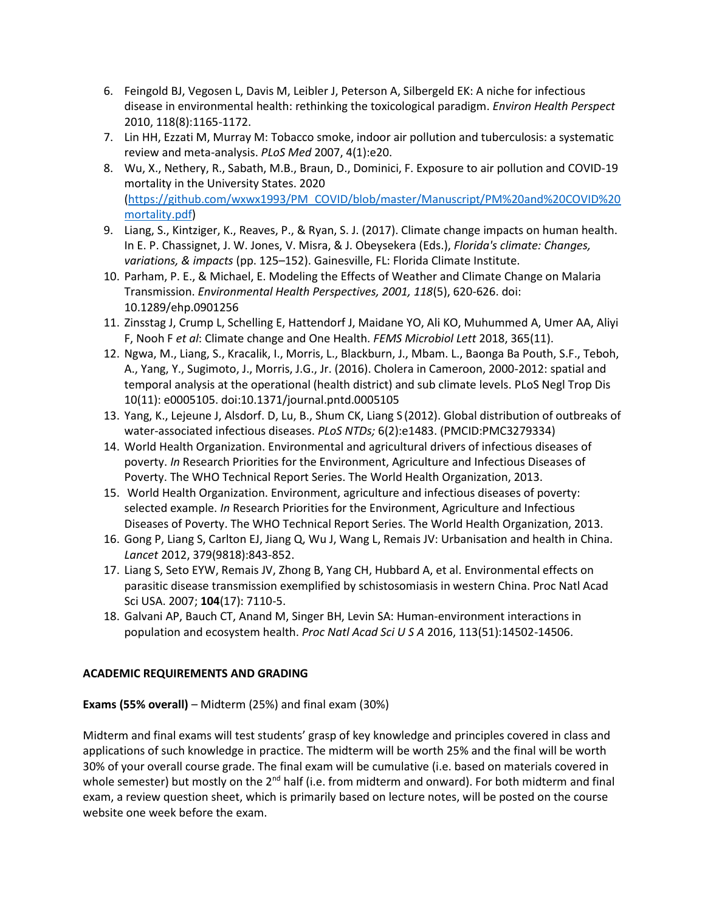6. Feingold BJ, Vegosen L, Davis M, Leibler J, Peterson A, Silbergeld EK: A niche for infectious disease in environmental health: rethinking the toxicological paradigm. *Environ Health Perspect* 2010, 118(8):1165-1172.
7. Lin HH, Ezzati M, Murray M: Tobacco smoke, indoor air pollution and tuberculosis: a systematic review and meta-analysis. *PLoS Med* 2007, 4(1):e20.
8. Wu, X., Nethery, R., Sabath, M.B., Braun, D., Dominici, F. Exposure to air pollution and COVID-19 mortality in the University States. 2020 ([https://github.com/wxwx1993/PM_COVID/blob/master/Manuscript/PM%20and%20COVID%20mortality.pdf](https://github.com/wxwx1993/PM_COVID/blob/master/Manuscript/PM%20and%20COVID%20mortality.pdf))
9. Liang, S., Kintziger, K., Reaves, P., & Ryan, S. J. (2017). Climate change impacts on human health. In E. P. Chassignet, J. W. Jones, V. Misra, & J. Obeysekera (Eds.), *Florida's climate: Changes, variations, & impacts* (pp. 125–152). Gainesville, FL: Florida Climate Institute.
10. Parham, P. E., & Michael, E. Modeling the Effects of Weather and Climate Change on Malaria Transmission. *Environmental Health Perspectives, 2001, 118*(5), 620-626. doi: 10.1289/ehp.0901256
11. Zinsstag J, Crump L, Schelling E, Hattendorf J, Maidane YO, Ali KO, Muhummed A, Umer AA, Aliyi F, Nooh F *et al*: Climate change and One Health. *FEMS Microbiol Lett* 2018, 365(11).
12. Ngwa, M., Liang, S., Kracalik, I., Morris, L., Blackburn, J., Mbam. L., Baonga Ba Pouth, S.F., Teboh, A., Yang, Y., Sugimoto, J., Morris, J.G., Jr. (2016). Cholera in Cameroon, 2000-2012: spatial and temporal analysis at the operational (health district) and sub climate levels. PLoS Negl Trop Dis 10(11): e0005105. doi:10.1371/journal.pntd.0005105
13. Yang, K., Lejeune J, Alsdorf. D, Lu, B., Shum CK, Liang S (2012). Global distribution of outbreaks of water-associated infectious diseases. *PLoS NTDs;* 6(2):e1483. (PMCID:PMC3279334)
14. World Health Organization. Environmental and agricultural drivers of infectious diseases of poverty. *In* Research Priorities for the Environment, Agriculture and Infectious Diseases of Poverty. The WHO Technical Report Series. The World Health Organization, 2013.
15. World Health Organization. Environment, agriculture and infectious diseases of poverty: selected example. *In* Research Priorities for the Environment, Agriculture and Infectious Diseases of Poverty. The WHO Technical Report Series. The World Health Organization, 2013.
16. Gong P, Liang S, Carlton EJ, Jiang Q, Wu J, Wang L, Remais JV: Urbanisation and health in China. *Lancet* 2012, 379(9818):843-852.
17. Liang S, Seto EYW, Remais JV, Zhong B, Yang CH, Hubbard A, et al. Environmental effects on parasitic disease transmission exemplified by schistosomiasis in western China. Proc Natl Acad Sci USA. 2007; **104**(17): 7110-5.
18. Galvani AP, Bauch CT, Anand M, Singer BH, Levin SA: Human-environment interactions in population and ecosystem health. *Proc Natl Acad Sci U S A* 2016, 113(51):14502-14506.

**ACADEMIC REQUIREMENTS AND GRADING**

**Exams (55% overall)** – Midterm (25%) and final exam (30%)

Midterm and final exams will test students' grasp of key knowledge and principles covered in class and applications of such knowledge in practice. The midterm will be worth 25% and the final will be worth 30% of your overall course grade. The final exam will be cumulative (i.e. based on materials covered in whole semester) but mostly on the 2nd half (i.e. from midterm and onward). For both midterm and final exam, a review question sheet, which is primarily based on lecture notes, will be posted on the course website one week before the exam.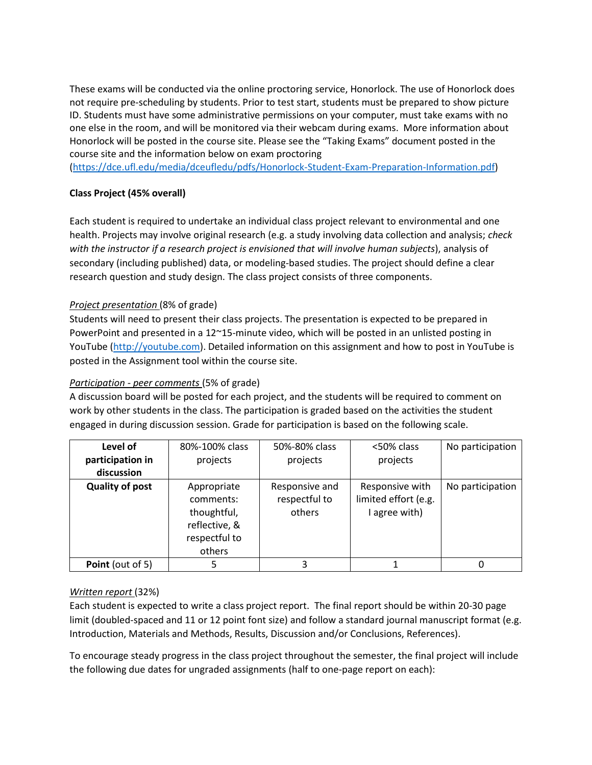These exams will be conducted via the online proctoring service, Honorlock. The use of Honorlock does not require pre-scheduling by students. Prior to test start, students must be prepared to show picture ID. Students must have some administrative permissions on your computer, must take exams with no one else in the room, and will be monitored via their webcam during exams. More information about Honorlock will be posted in the course site. Please see the "Taking Exams" document posted in the course site and the information below on exam proctoring (https://dce.ufl.edu/media/dceufledu/pdfs/Honorlock-Student-Exam-Preparation-Information.pdf)

**Class Project (45% overall)**

Each student is required to undertake an individual class project relevant to environmental and one health. Projects may involve original research (e.g. a study involving data collection and analysis; *check with the instructor if a research project is envisioned that will involve human subjects*), analysis of secondary (including published) data, or modeling-based studies. The project should define a clear research question and study design. The class project consists of three components.

*Project presentation* (8% of grade)
Students will need to present their class projects. The presentation is expected to be prepared in PowerPoint and presented in a 12~15-minute video, which will be posted in an unlisted posting in YouTube (http://youtube.com). Detailed information on this assignment and how to post in YouTube is posted in the Assignment tool within the course site.

*Participation - peer comments* (5% of grade)
A discussion board will be posted for each project, and the students will be required to comment on work by other students in the class. The participation is graded based on the activities the student engaged in during discussion session. Grade for participation is based on the following scale.

| **Level of participation in discussion** | 80%-100% class projects | 50%-80% class projects | <50% class projects | No participation |
|---|---|---|---|---|
| **Quality of post** | Appropriate comments: thoughtful, reflective, & respectful to others | Responsive and respectful to others | Responsive with limited effort (e.g. I agree with) | No participation |
| **Point** (out of 5) | 5 | 3 | 1 | 0 |

*Written report* (32%)
Each student is expected to write a class project report. The final report should be within 20-30 page limit (doubled-spaced and 11 or 12 point font size) and follow a standard journal manuscript format (e.g. Introduction, Materials and Methods, Results, Discussion and/or Conclusions, References).

To encourage steady progress in the class project throughout the semester, the final project will include the following due dates for ungraded assignments (half to one-page report on each):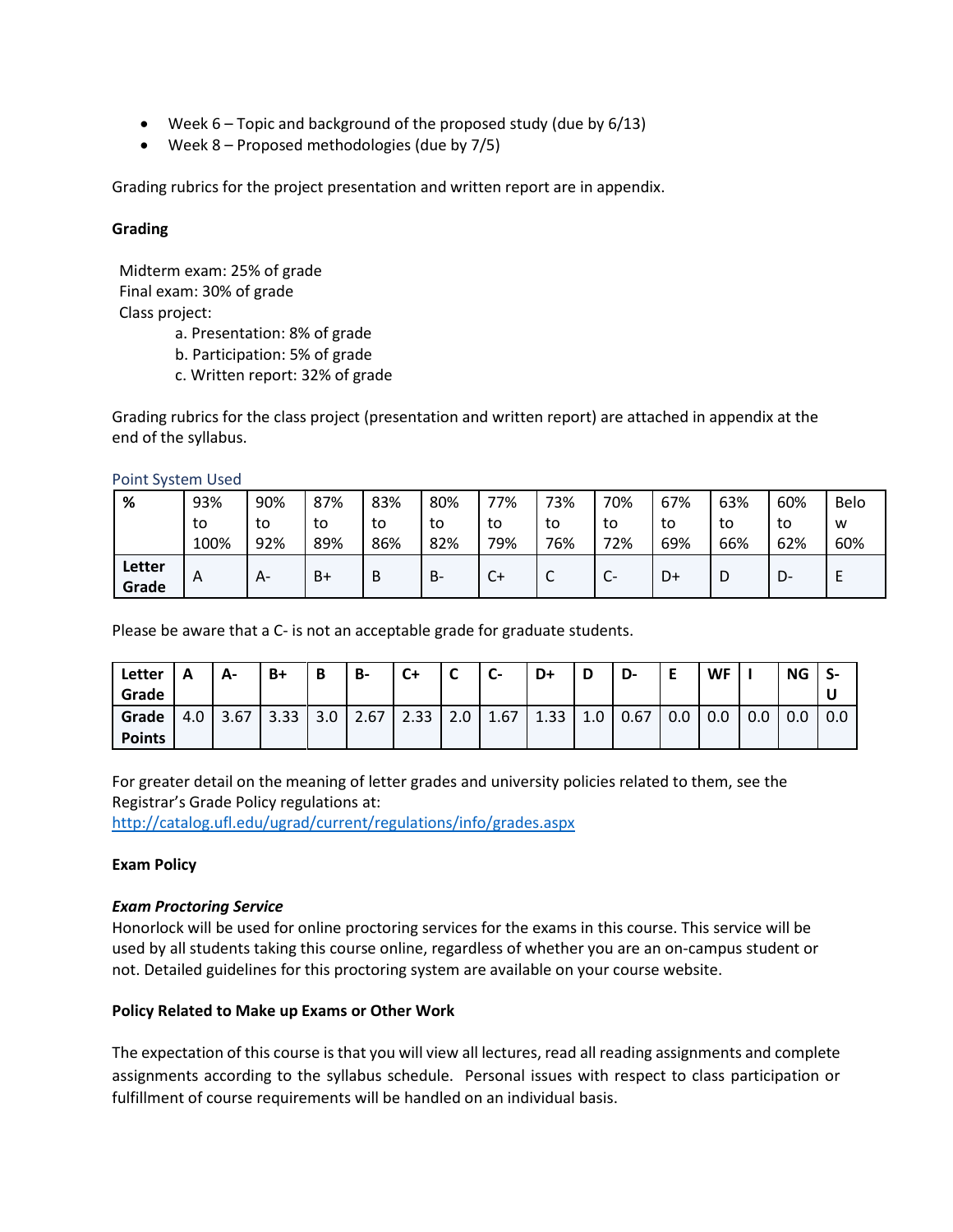- Week 6 – Topic and background of the proposed study (due by 6/13)
- Week 8 – Proposed methodologies (due by 7/5)

Grading rubrics for the project presentation and written report are in appendix.

**Grading**

Midterm exam: 25% of grade
Final exam: 30% of grade
Class project:

a. Presentation: 8% of grade
b. Participation: 5% of grade
c. Written report: 32% of grade

Grading rubrics for the class project (presentation and written report) are attached in appendix at the end of the syllabus.

Point System Used

| % | 93% to 100% | 90% to 92% | 87% to 89% | 83% to 86% | 80% to 82% | 77% to 79% | 73% to 76% | 70% to 72% | 67% to 69% | 63% to 66% | 60% to 62% | Below 60% |
|---|---|---|---|---|---|---|---|---|---|---|---|---|
| **Letter Grade** | A | A- | B+ | B | B- | C+ | C | C- | D+ | D | D- | E |

Please be aware that a C- is not an acceptable grade for graduate students.

| **Letter Grade** | **A** | **A-** | **B+** | **B** | **B-** | **C+** | **C** | **C-** | **D+** | **D** | **D-** | **E** | **WF** | **I** | **NG** | **S-U** |
|---|---|---|---|---|---|---|---|---|---|---|---|---|---|---|---|---|
| **Grade Points** | 4.0 | 3.67 | 3.33 | 3.0 | 2.67 | 2.33 | 2.0 | 1.67 | 1.33 | 1.0 | 0.67 | 0.0 | 0.0 | 0.0 | 0.0 | 0.0 |

For greater detail on the meaning of letter grades and university policies related to them, see the Registrar's Grade Policy regulations at:
http://catalog.ufl.edu/ugrad/current/regulations/info/grades.aspx

**Exam Policy**

***Exam Proctoring Service***

Honorlock will be used for online proctoring services for the exams in this course. This service will be used by all students taking this course online, regardless of whether you are an on-campus student or not. Detailed guidelines for this proctoring system are available on your course website.

**Policy Related to Make up Exams or Other Work**

The expectation of this course is that you will view all lectures, read all reading assignments and complete assignments according to the syllabus schedule. Personal issues with respect to class participation or fulfillment of course requirements will be handled on an individual basis.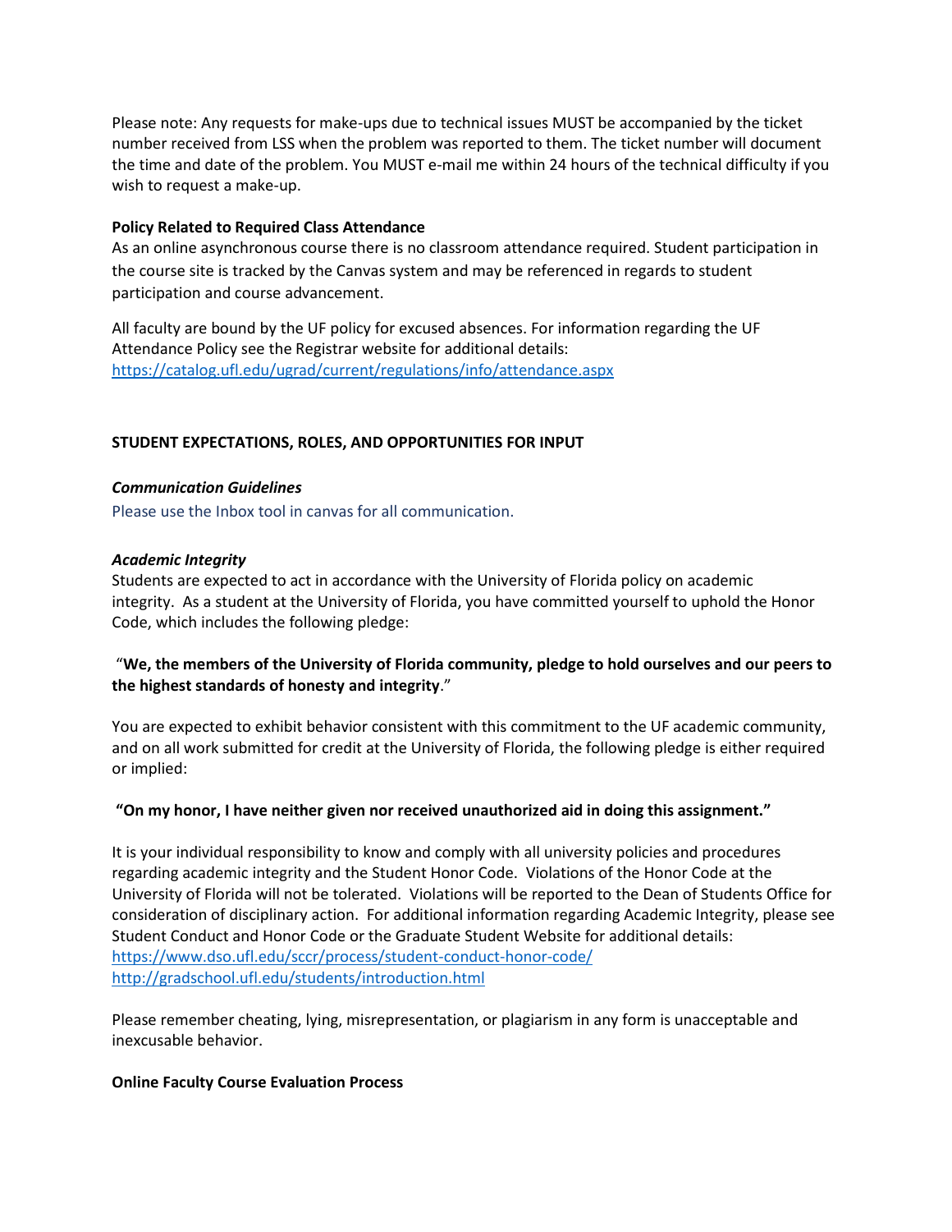Please note: Any requests for make-ups due to technical issues MUST be accompanied by the ticket number received from LSS when the problem was reported to them. The ticket number will document the time and date of the problem. You MUST e-mail me within 24 hours of the technical difficulty if you wish to request a make-up.

**Policy Related to Required Class Attendance**

As an online asynchronous course there is no classroom attendance required. Student participation in the course site is tracked by the Canvas system and may be referenced in regards to student participation and course advancement.

All faculty are bound by the UF policy for excused absences. For information regarding the UF Attendance Policy see the Registrar website for additional details:
[https://catalog.ufl.edu/ugrad/current/regulations/info/attendance.aspx](https://catalog.ufl.edu/ugrad/current/regulations/info/attendance.aspx)

**STUDENT EXPECTATIONS, ROLES, AND OPPORTUNITIES FOR INPUT**

***Communication Guidelines***

Please use the Inbox tool in canvas for all communication.

***Academic Integrity***

Students are expected to act in accordance with the University of Florida policy on academic integrity. As a student at the University of Florida, you have committed yourself to uphold the Honor Code, which includes the following pledge:

"**We, the members of the University of Florida community, pledge to hold ourselves and our peers to the highest standards of honesty and integrity**."

You are expected to exhibit behavior consistent with this commitment to the UF academic community, and on all work submitted for credit at the University of Florida, the following pledge is either required or implied:

**"On my honor, I have neither given nor received unauthorized aid in doing this assignment."**

It is your individual responsibility to know and comply with all university policies and procedures regarding academic integrity and the Student Honor Code. Violations of the Honor Code at the University of Florida will not be tolerated. Violations will be reported to the Dean of Students Office for consideration of disciplinary action. For additional information regarding Academic Integrity, please see Student Conduct and Honor Code or the Graduate Student Website for additional details:
[https://www.dso.ufl.edu/sccr/process/student-conduct-honor-code/](https://www.dso.ufl.edu/sccr/process/student-conduct-honor-code/)
[http://gradschool.ufl.edu/students/introduction.html](http://gradschool.ufl.edu/students/introduction.html)

Please remember cheating, lying, misrepresentation, or plagiarism in any form is unacceptable and inexcusable behavior.

**Online Faculty Course Evaluation Process**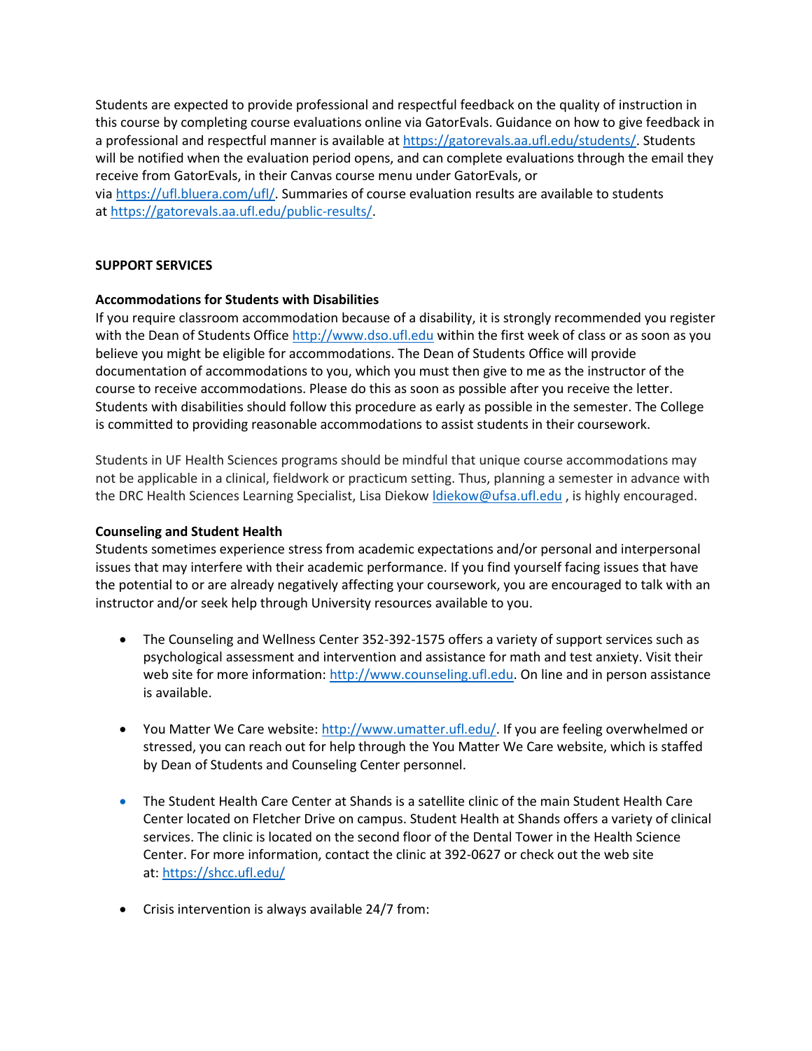Students are expected to provide professional and respectful feedback on the quality of instruction in this course by completing course evaluations online via GatorEvals. Guidance on how to give feedback in a professional and respectful manner is available at https://gatorevals.aa.ufl.edu/students/. Students will be notified when the evaluation period opens, and can complete evaluations through the email they receive from GatorEvals, in their Canvas course menu under GatorEvals, or via https://ufl.bluera.com/ufl/. Summaries of course evaluation results are available to students at https://gatorevals.aa.ufl.edu/public-results/.

**SUPPORT SERVICES**

**Accommodations for Students with Disabilities**

If you require classroom accommodation because of a disability, it is strongly recommended you register with the Dean of Students Office http://www.dso.ufl.edu within the first week of class or as soon as you believe you might be eligible for accommodations. The Dean of Students Office will provide documentation of accommodations to you, which you must then give to me as the instructor of the course to receive accommodations. Please do this as soon as possible after you receive the letter. Students with disabilities should follow this procedure as early as possible in the semester. The College is committed to providing reasonable accommodations to assist students in their coursework.

Students in UF Health Sciences programs should be mindful that unique course accommodations may not be applicable in a clinical, fieldwork or practicum setting. Thus, planning a semester in advance with the DRC Health Sciences Learning Specialist, Lisa Diekow ldiekow@ufsa.ufl.edu , is highly encouraged.

**Counseling and Student Health**

Students sometimes experience stress from academic expectations and/or personal and interpersonal issues that may interfere with their academic performance. If you find yourself facing issues that have the potential to or are already negatively affecting your coursework, you are encouraged to talk with an instructor and/or seek help through University resources available to you.

- The Counseling and Wellness Center 352-392-1575 offers a variety of support services such as psychological assessment and intervention and assistance for math and test anxiety. Visit their web site for more information: http://www.counseling.ufl.edu. On line and in person assistance is available.

- You Matter We Care website: http://www.umatter.ufl.edu/. If you are feeling overwhelmed or stressed, you can reach out for help through the You Matter We Care website, which is staffed by Dean of Students and Counseling Center personnel.

- The Student Health Care Center at Shands is a satellite clinic of the main Student Health Care Center located on Fletcher Drive on campus. Student Health at Shands offers a variety of clinical services. The clinic is located on the second floor of the Dental Tower in the Health Science Center. For more information, contact the clinic at 392-0627 or check out the web site at: https://shcc.ufl.edu/

- Crisis intervention is always available 24/7 from: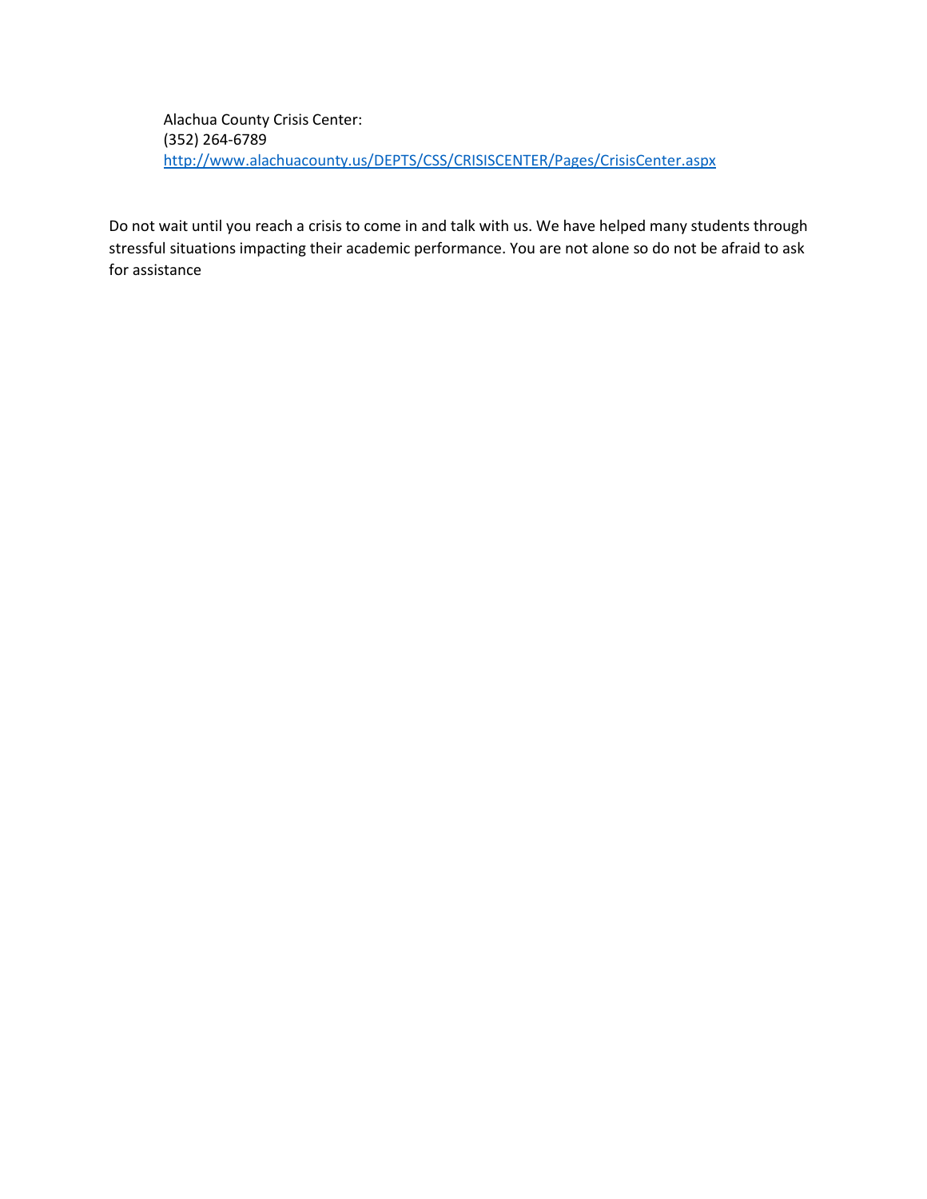Alachua County Crisis Center:
(352) 264-6789
[http://www.alachuacounty.us/DEPTS/CSS/CRISISCENTER/Pages/CrisisCenter.aspx](http://www.alachuacounty.us/DEPTS/CSS/CRISISCENTER/Pages/CrisisCenter.aspx)

Do not wait until you reach a crisis to come in and talk with us. We have helped many students through stressful situations impacting their academic performance. You are not alone so do not be afraid to ask for assistance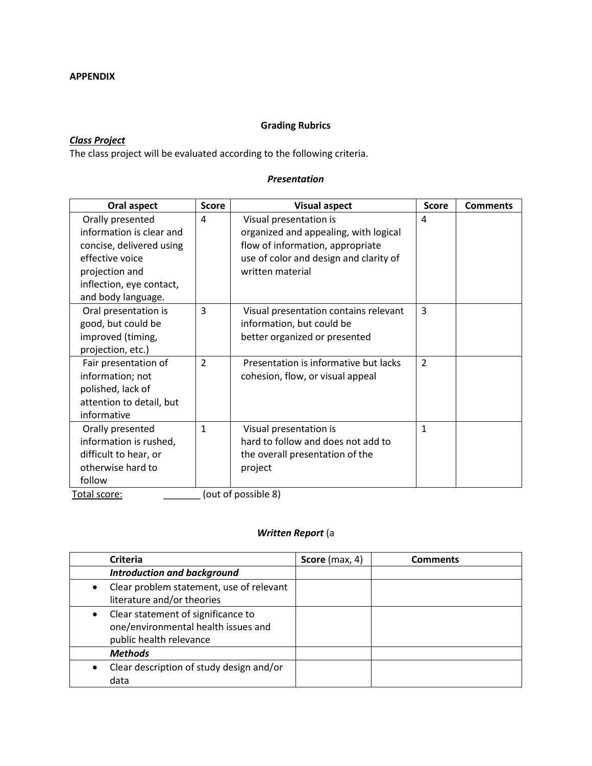**APPENDIX**

## Grading Rubrics

***Class Project***

The class project will be evaluated according to the following criteria.

### *Presentation*

| Oral aspect | Score | Visual aspect | Score | Comments |
|---|---|---|---|---|
| Orally presented information is clear and concise, delivered using effective voice projection and inflection, eye contact, and body language. | 4 | Visual presentation is organized and appealing, with logical flow of information, appropriate use of color and design and clarity of written material | 4 | |
| Oral presentation is good, but could be improved (timing, projection, etc.) | 3 | Visual presentation contains relevant information, but could be better organized or presented | 3 | |
| Fair presentation of information; not polished, lack of attention to detail, but informative | 2 | Presentation is informative but lacks cohesion, flow, or visual appeal | 2 | |
| Orally presented information is rushed, difficult to hear, or otherwise hard to follow | 1 | Visual presentation is hard to follow and does not add to the overall presentation of the project | 1 | |

Total score: _______ (out of possible 8)

### *Written Report* (a

| Criteria | **Score** (max, 4) | Comments |
|---|---|---|
| ***Introduction and background*** | | |
| • Clear problem statement, use of relevant literature and/or theories | | |
| • Clear statement of significance to one/environmental health issues and public health relevance | | |
| ***Methods*** | | |
| • Clear description of study design and/or data | | |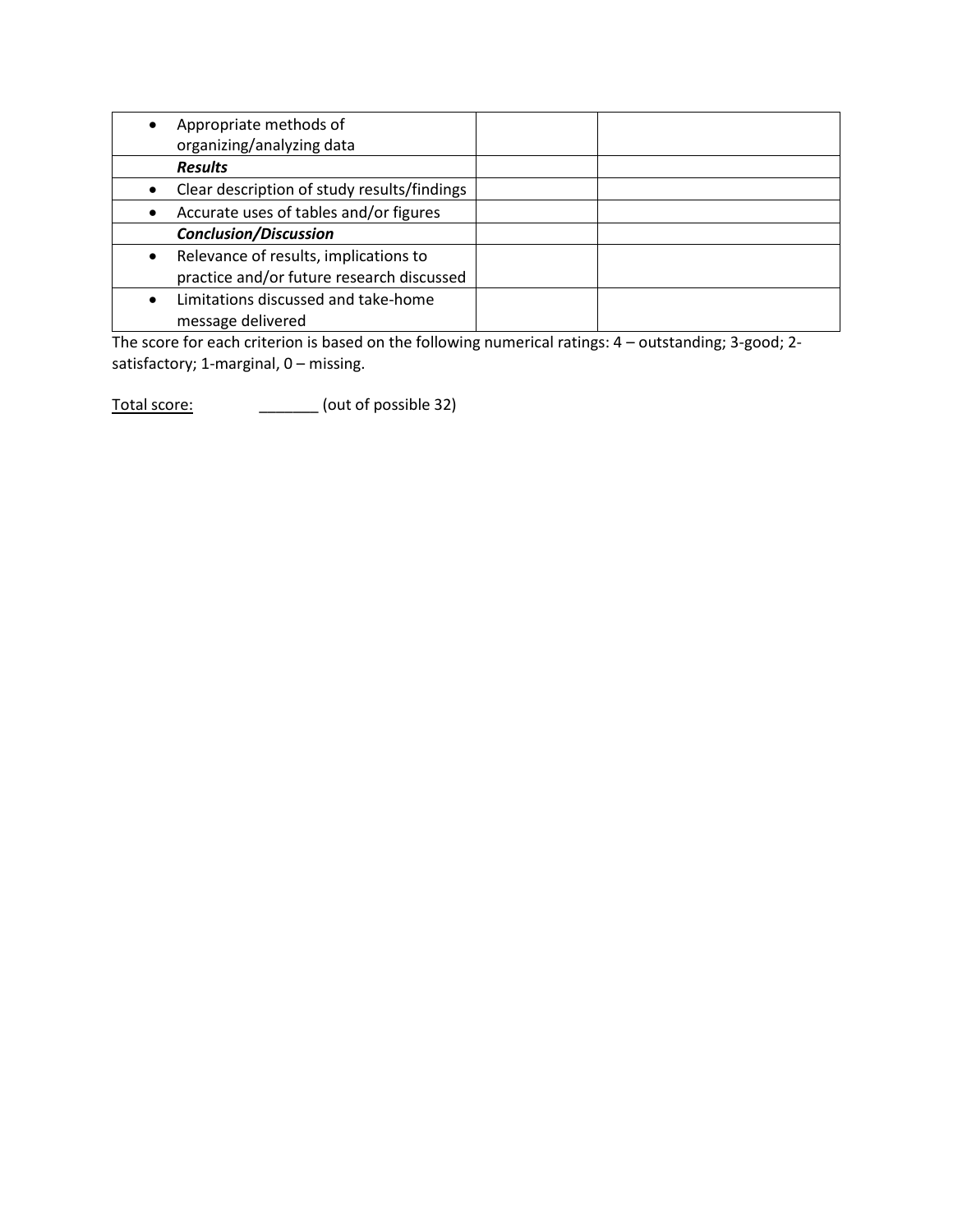| | | |
|---|---|---|
| • Appropriate methods of organizing/analyzing data | | |
| ***Results*** | | |
| • Clear description of study results/findings | | |
| • Accurate uses of tables and/or figures | | |
| ***Conclusion/Discussion*** | | |
| • Relevance of results, implications to practice and/or future research discussed | | |
| • Limitations discussed and take-home message delivered | | |

The score for each criterion is based on the following numerical ratings: 4 – outstanding; 3-good; 2-satisfactory; 1-marginal, 0 – missing.

Total score: _______ (out of possible 32)